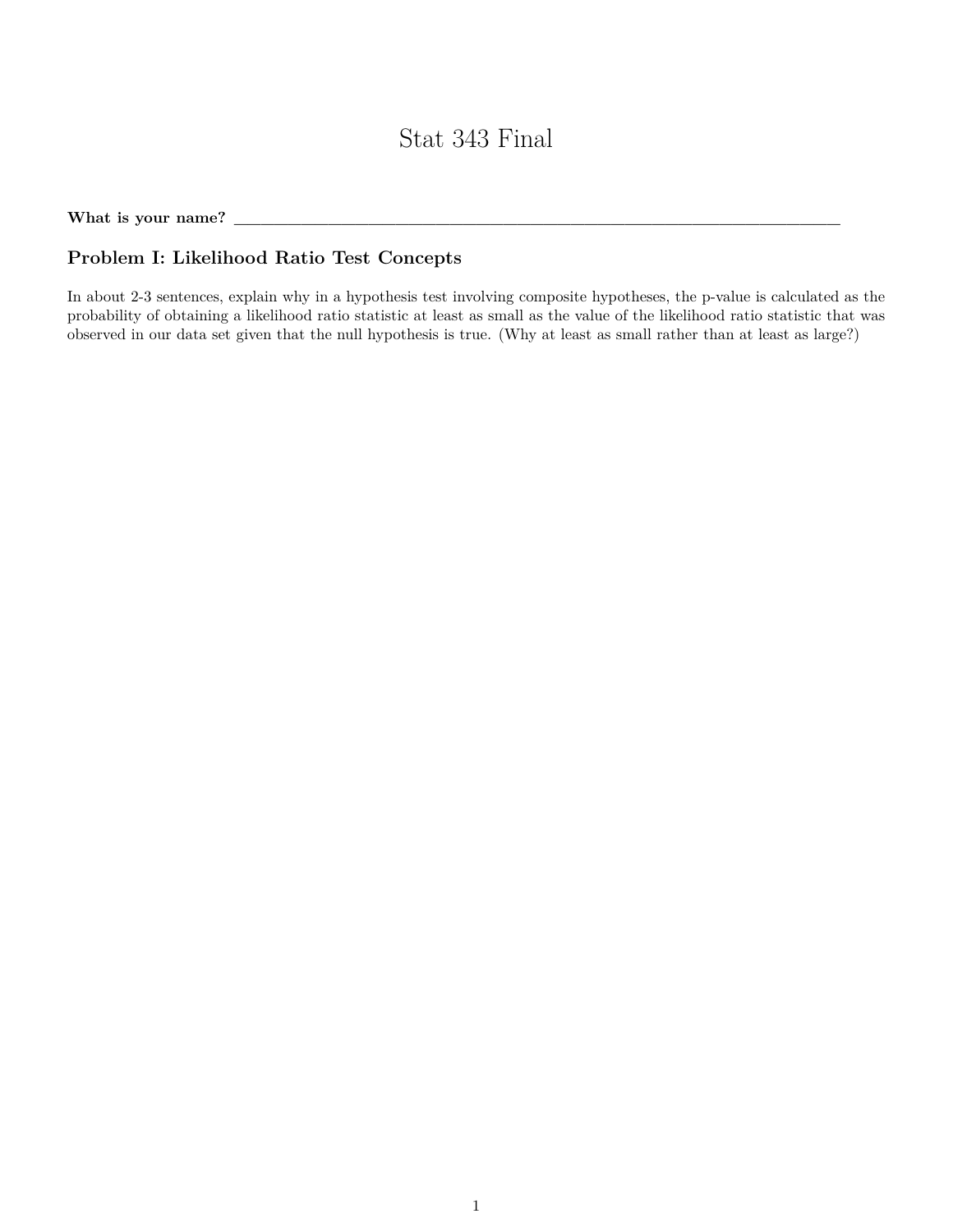# Stat 343 Final

**What is your name?** ______________________________________________________________________________

## Problem I: Likelihood Ratio Test Concepts

In about 2-3 sentences, explain why in a hypothesis test involving composite hypotheses, the p-value is calculated as the probability of obtaining a likelihood ratio statistic at least as small as the value of the likelihood ratio statistic that was observed in our data set given that the null hypothesis is true. (Why at least as small rather than at least as large?)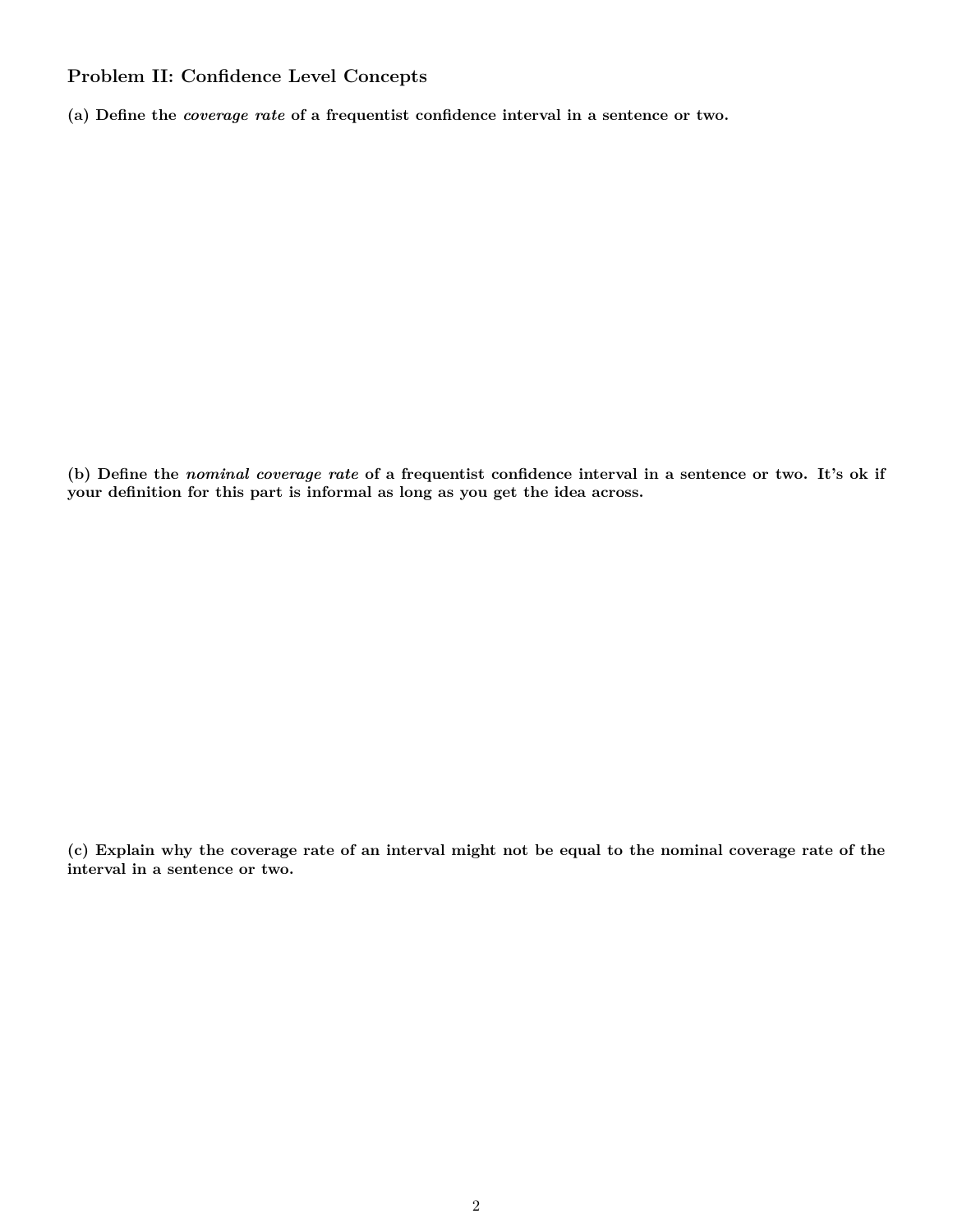### Problem II: Confidence Level Concepts

**(a) Define the *coverage rate* of a frequentist confidence interval in a sentence or two.**

**(b) Define the *nominal coverage rate* of a frequentist confidence interval in a sentence or two. It's ok if your definition for this part is informal as long as you get the idea across.**

**(c) Explain why the coverage rate of an interval might not be equal to the nominal coverage rate of the interval in a sentence or two.**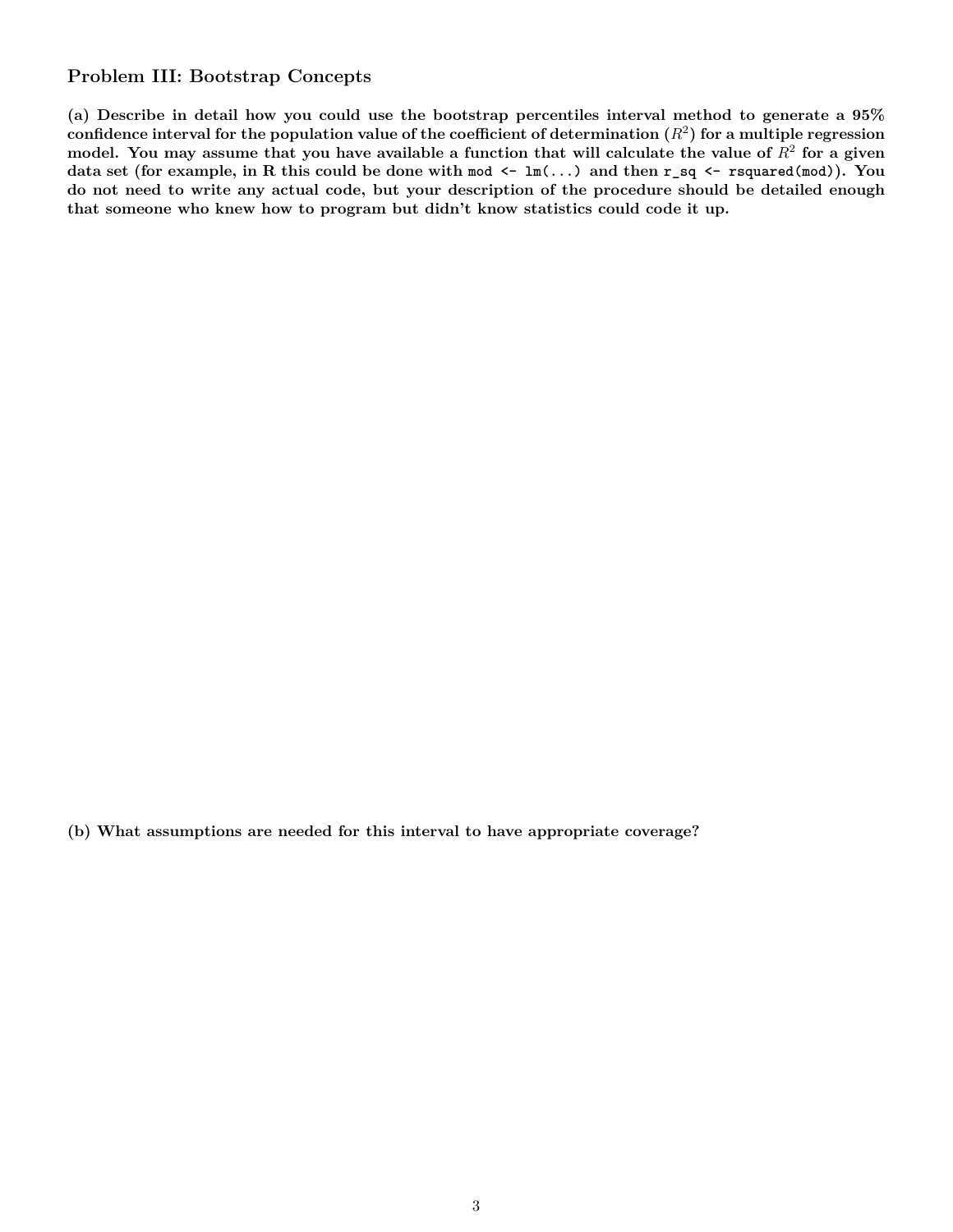### Problem III: Bootstrap Concepts

**(a) Describe in detail how you could use the bootstrap percentiles interval method to generate a 95% confidence interval for the population value of the coefficient of determination ($R^2$) for a multiple regression model. You may assume that you have available a function that will calculate the value of $R^2$ for a given data set (for example, in R this could be done with `mod <- lm(...)` and then `r_sq <- rsquared(mod)`). You do not need to write any actual code, but your description of the procedure should be detailed enough that someone who knew how to program but didn't know statistics could code it up.**

**(b) What assumptions are needed for this interval to have appropriate coverage?**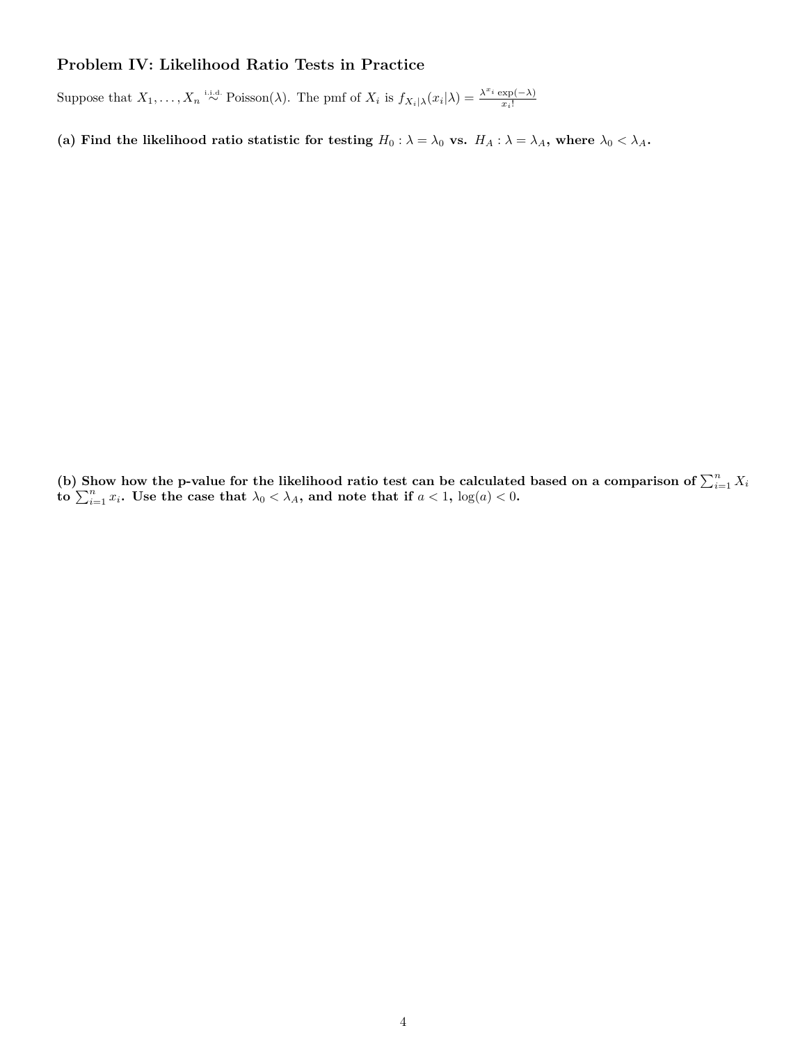### Problem IV: Likelihood Ratio Tests in Practice

Suppose that $X_1, \ldots, X_n \overset{\text{i.i.d.}}{\sim} \text{Poisson}(\lambda)$. The pmf of $X_i$ is $f_{X_i|\lambda}(x_i|\lambda) = \frac{\lambda^{x_i} \exp(-\lambda)}{x_i!}$

**(a) Find the likelihood ratio statistic for testing $H_0 : \lambda = \lambda_0$ vs. $H_A : \lambda = \lambda_A$, where $\lambda_0 < \lambda_A$.**

**(b) Show how the p-value for the likelihood ratio test can be calculated based on a comparison of $\sum_{i=1}^n X_i$ to $\sum_{i=1}^n x_i$. Use the case that $\lambda_0 < \lambda_A$, and note that if $a < 1$, $\log(a) < 0$.**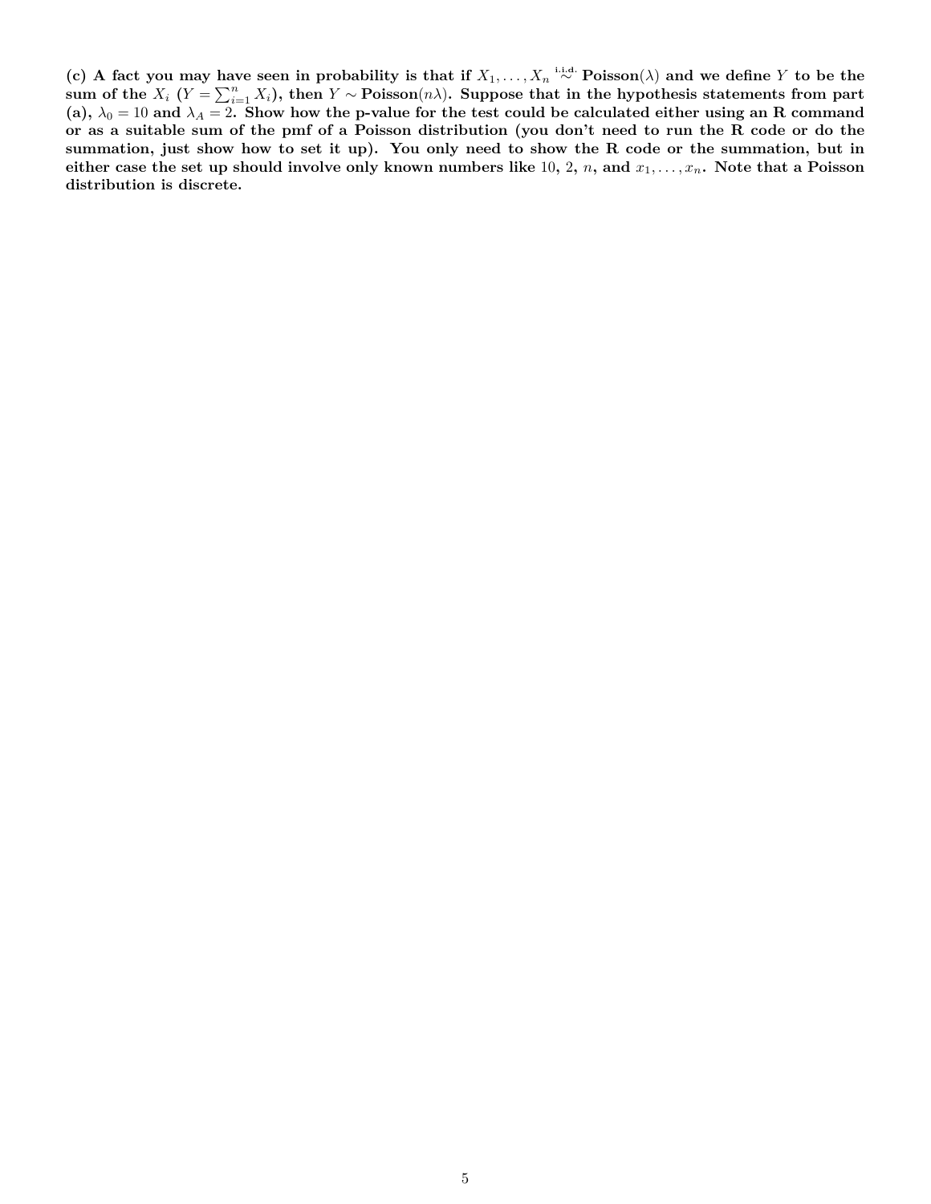**(c) A fact you may have seen in probability is that if $X_1, \ldots, X_n \overset{\text{i.i.d.}}{\sim}$ Poisson$(\lambda)$ and we define $Y$ to be the sum of the $X_i$ ($Y = \sum_{i=1}^{n} X_i$), then $Y \sim$ Poisson$(n\lambda)$. Suppose that in the hypothesis statements from part (a), $\lambda_0 = 10$ and $\lambda_A = 2$. Show how the p-value for the test could be calculated either using an R command or as a suitable sum of the pmf of a Poisson distribution (you don't need to run the R code or do the summation, just show how to set it up). You only need to show the R code or the summation, but in either case the set up should involve only known numbers like $10$, $2$, $n$, and $x_1, \ldots, x_n$. Note that a Poisson distribution is discrete.**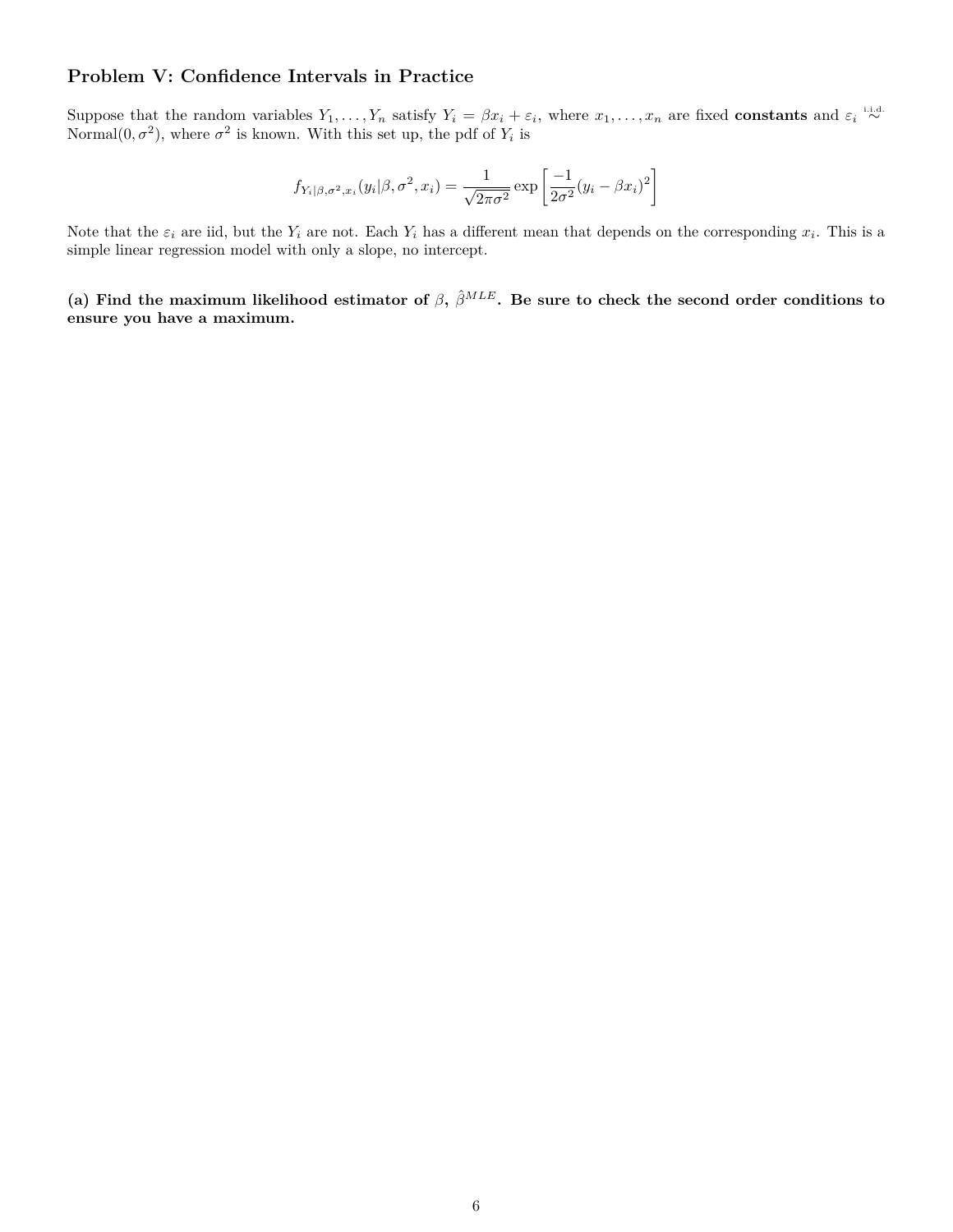## Problem V: Confidence Intervals in Practice

Suppose that the random variables $Y_1, \ldots, Y_n$ satisfy $Y_i = \beta x_i + \varepsilon_i$, where $x_1, \ldots, x_n$ are fixed **constants** and $\varepsilon_i \overset{\text{i.i.d.}}{\sim}$ Normal$(0, \sigma^2)$, where $\sigma^2$ is known. With this set up, the pdf of $Y_i$ is

$$f_{Y_i|\beta,\sigma^2,x_i}(y_i|\beta, \sigma^2, x_i) = \frac{1}{\sqrt{2\pi\sigma^2}} \exp\left[\frac{-1}{2\sigma^2}(y_i - \beta x_i)^2\right]$$

Note that the $\varepsilon_i$ are iid, but the $Y_i$ are not. Each $Y_i$ has a different mean that depends on the corresponding $x_i$. This is a simple linear regression model with only a slope, no intercept.

**(a) Find the maximum likelihood estimator of $\beta$, $\hat{\beta}^{MLE}$. Be sure to check the second order conditions to ensure you have a maximum.**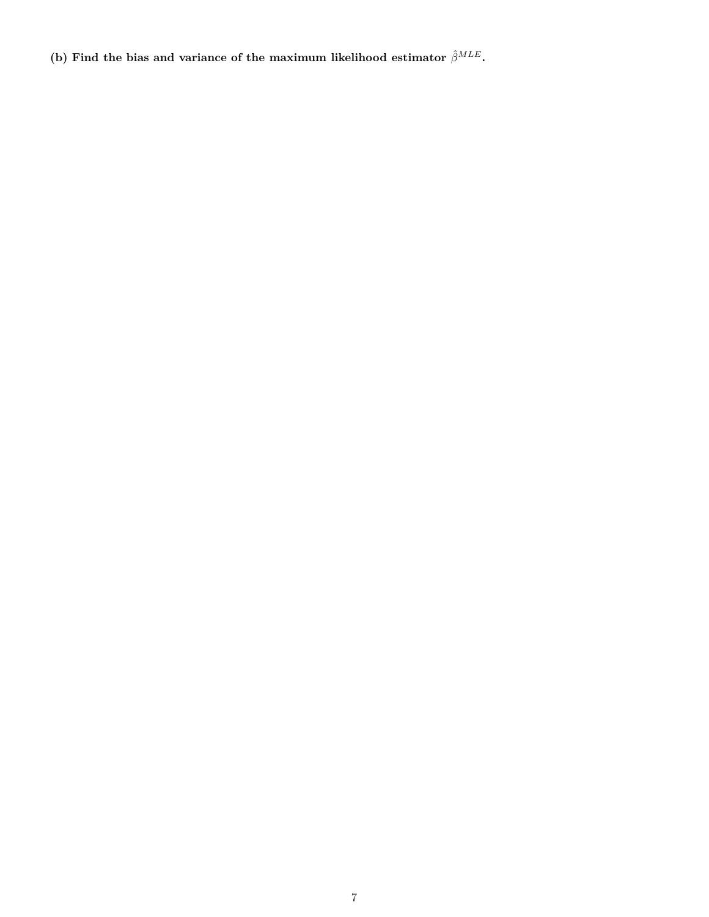**(b) Find the bias and variance of the maximum likelihood estimator $\hat{\beta}^{MLE}$.**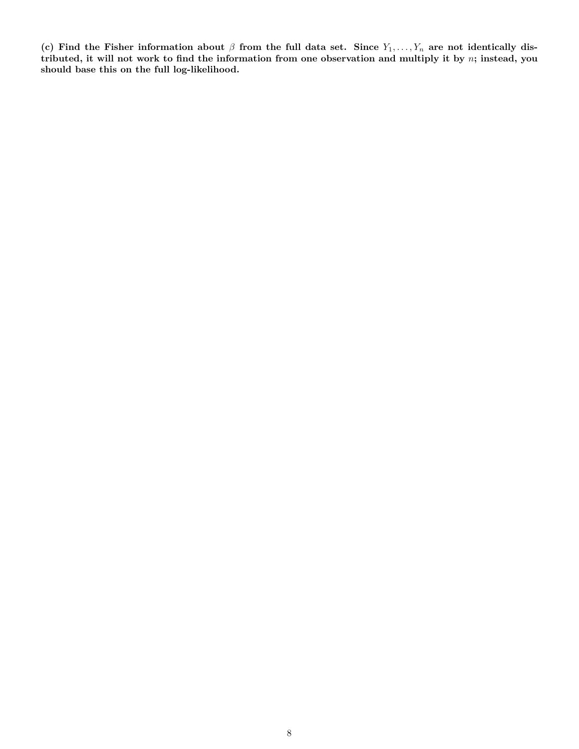**(c) Find the Fisher information about $\beta$ from the full data set. Since $Y_1, \ldots, Y_n$ are not identically distributed, it will not work to find the information from one observation and multiply it by $n$; instead, you should base this on the full log-likelihood.**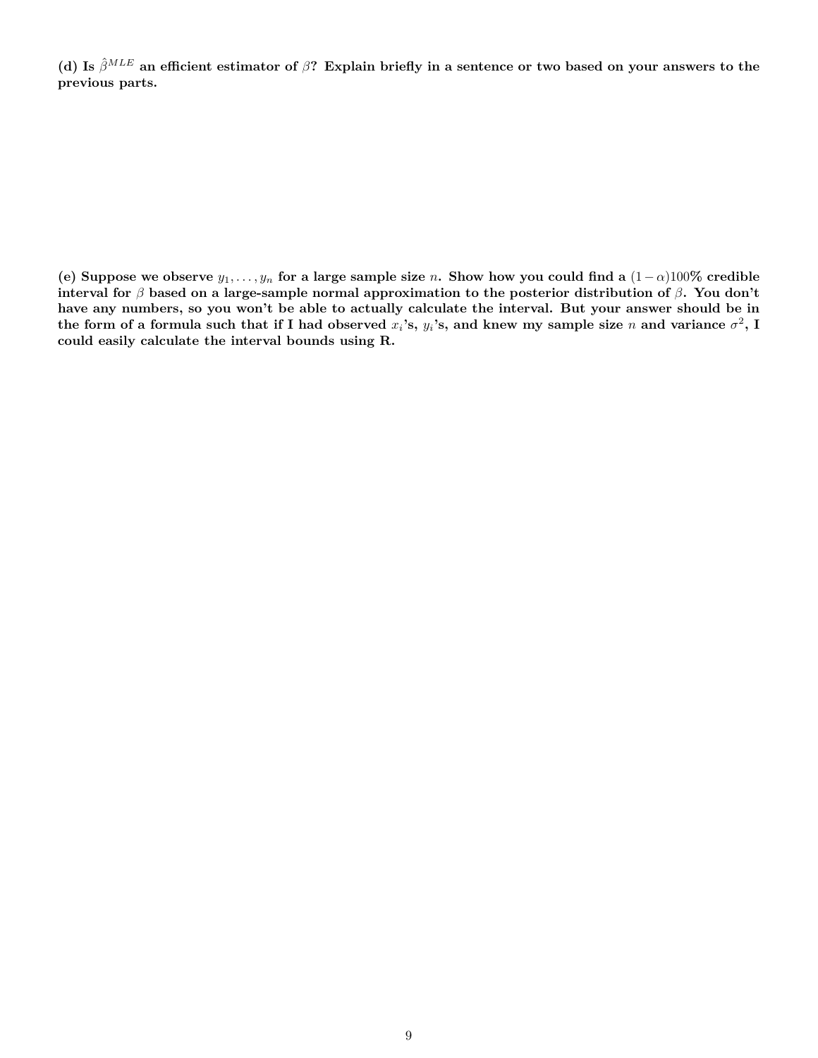**(d) Is $\hat{\beta}^{MLE}$ an efficient estimator of $\beta$? Explain briefly in a sentence or two based on your answers to the previous parts.**

**(e) Suppose we observe $y_1, \ldots, y_n$ for a large sample size $n$. Show how you could find a $(1-\alpha)100\%$ credible interval for $\beta$ based on a large-sample normal approximation to the posterior distribution of $\beta$. You don't have any numbers, so you won't be able to actually calculate the interval. But your answer should be in the form of a formula such that if I had observed $x_i$'s, $y_i$'s, and knew my sample size $n$ and variance $\sigma^2$, I could easily calculate the interval bounds using R.**